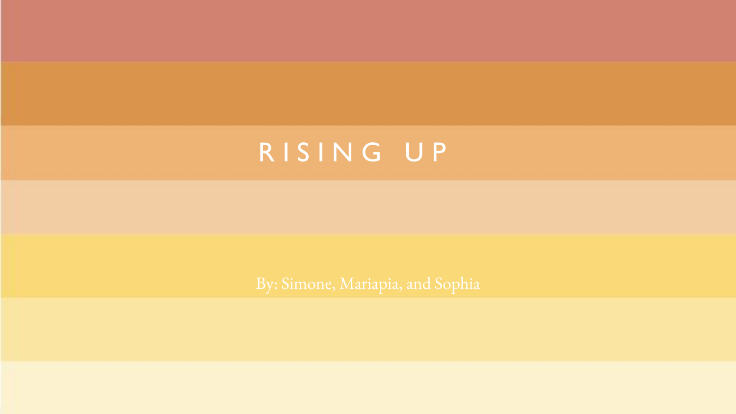# RISING UP

By: Simone, Mariapia, and Sophia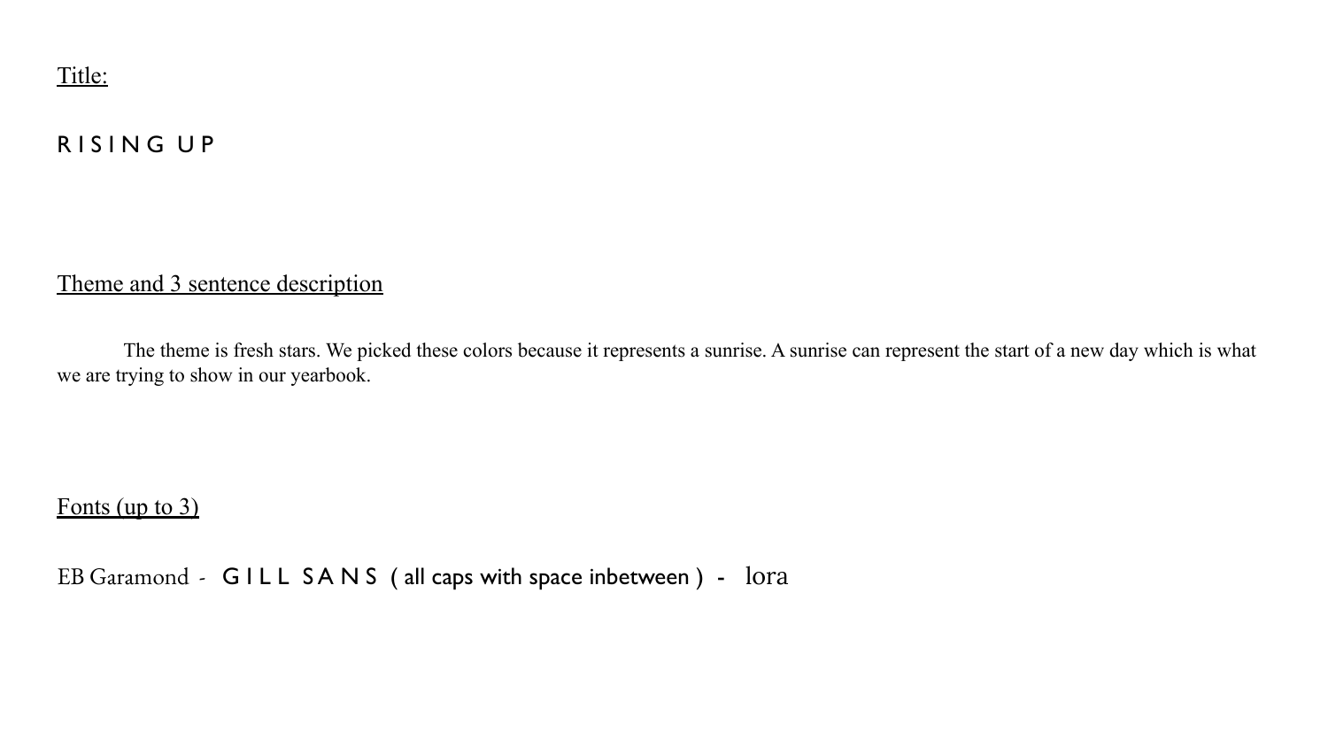Title:

R I S I N G U P

Theme and 3 sentence description

The theme is fresh stars. We picked these colors because it represents a sunrise. A sunrise can represent the start of a new day which is what we are trying to show in our yearbook.

Fonts (up to 3)

EB Garamond - G I L L S A N S ( all caps with space inbetween ) - lora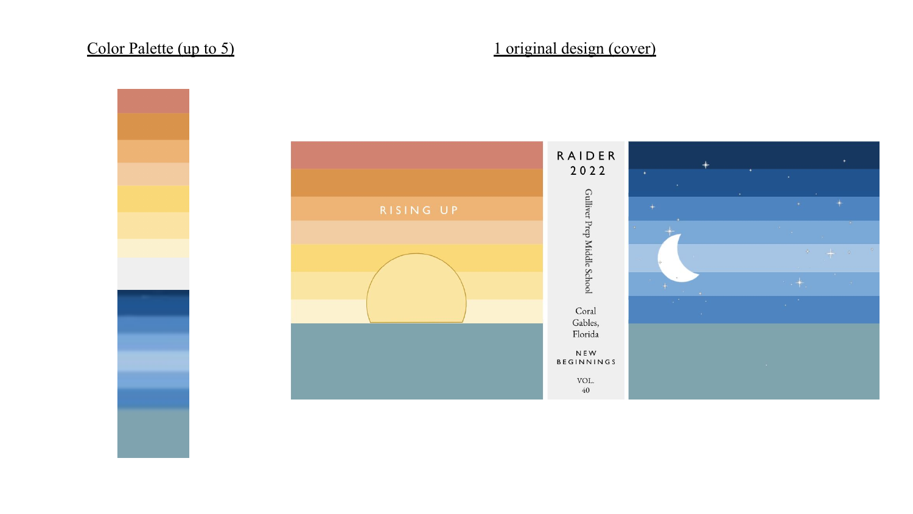Color Palette (up to 5)

1 original design (cover)

RISING UP

RAIDER 2022

Gulliver Prep Middle School

Coral Gables, Florida

NEW BEGINNINGS

VOL. 40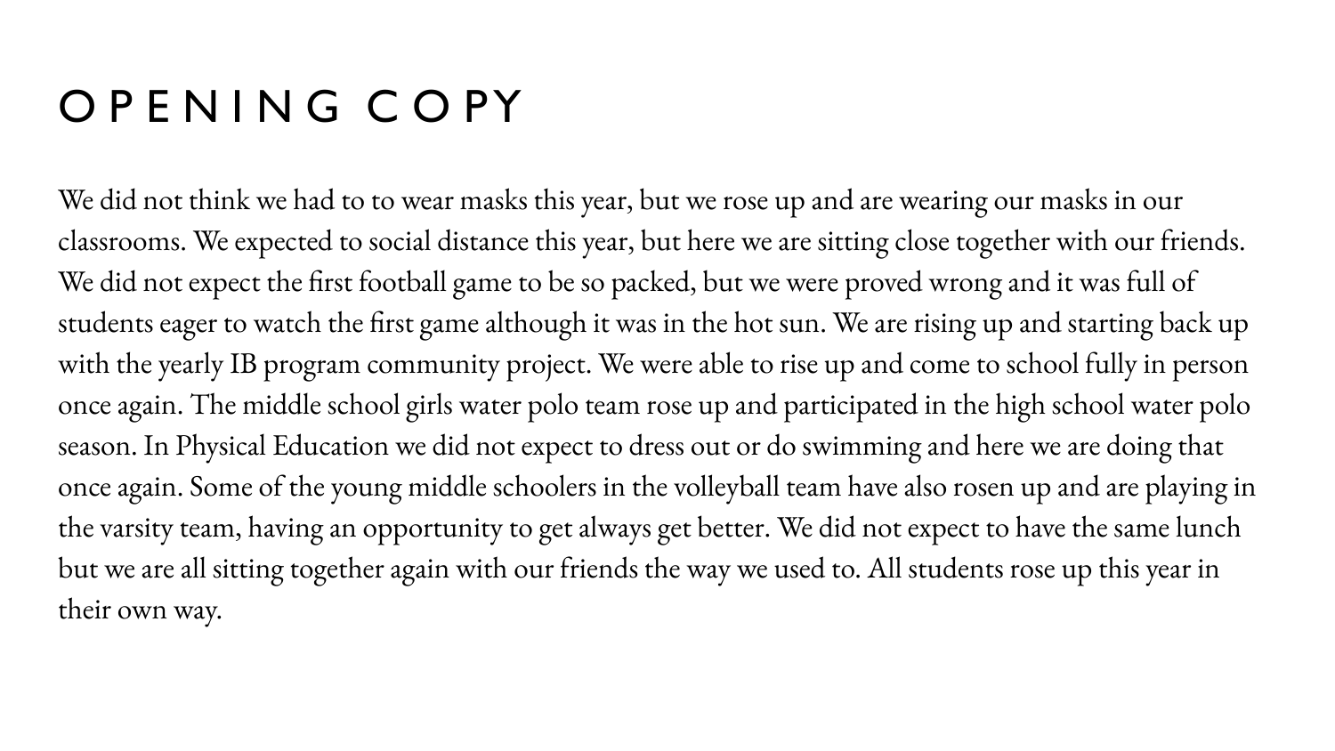# OPENING COPY

We did not think we had to to wear masks this year, but we rose up and are wearing our masks in our classrooms. We expected to social distance this year, but here we are sitting close together with our friends. We did not expect the first football game to be so packed, but we were proved wrong and it was full of students eager to watch the first game although it was in the hot sun. We are rising up and starting back up with the yearly IB program community project. We were able to rise up and come to school fully in person once again. The middle school girls water polo team rose up and participated in the high school water polo season. In Physical Education we did not expect to dress out or do swimming and here we are doing that once again. Some of the young middle schoolers in the volleyball team have also rosen up and are playing in the varsity team, having an opportunity to get always get better. We did not expect to have the same lunch but we are all sitting together again with our friends the way we used to. All students rose up this year in their own way.